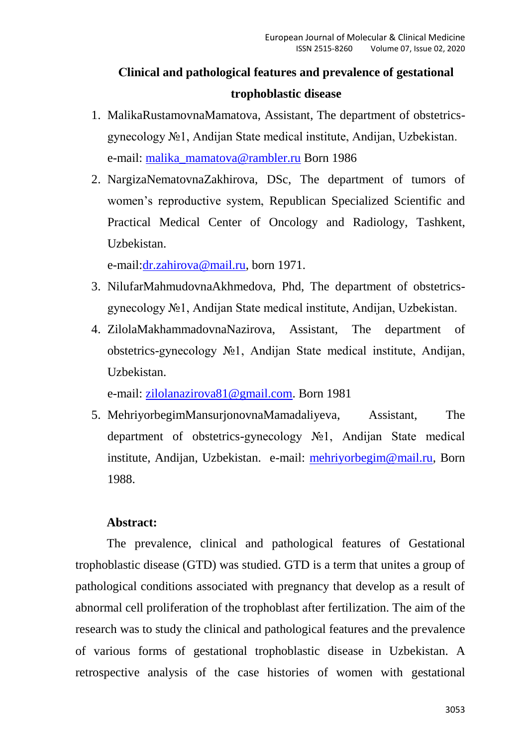# Clinical and pathological features and prevalence of gestational trophoblastic disease

1. MalikaRustamovnaMamatova, Assistant, The department of obstetrics-gynecology №1, Andijan State medical institute, Andijan, Uzbekistan. e-mail: malika_mamatova@rambler.ru Born 1986
2. NargizaNematovnaZakhirova, DSc, The department of tumors of women's reproductive system, Republican Specialized Scientific and Practical Medical Center of Oncology and Radiology, Tashkent, Uzbekistan.
   e-mail:dr.zahirova@mail.ru, born 1971.
3. NilufarMahmudovnaAkhmedova, Phd, The department of obstetrics-gynecology №1, Andijan State medical institute, Andijan, Uzbekistan.
4. ZilolaMakhammadovnaNazirova, Assistant, The department of obstetrics-gynecology №1, Andijan State medical institute, Andijan, Uzbekistan.
   e-mail: zilolanazirova81@gmail.com. Born 1981
5. MehriyorbegimMansurjonovnaMamadaliyeva, Assistant, The department of obstetrics-gynecology №1, Andijan State medical institute, Andijan, Uzbekistan. e-mail: mehriyorbegim@mail.ru, Born 1988.

**Abstract:**

The prevalence, clinical and pathological features of Gestational trophoblastic disease (GTD) was studied. GTD is a term that unites a group of pathological conditions associated with pregnancy that develop as a result of abnormal cell proliferation of the trophoblast after fertilization. The aim of the research was to study the clinical and pathological features and the prevalence of various forms of gestational trophoblastic disease in Uzbekistan. A retrospective analysis of the case histories of women with gestational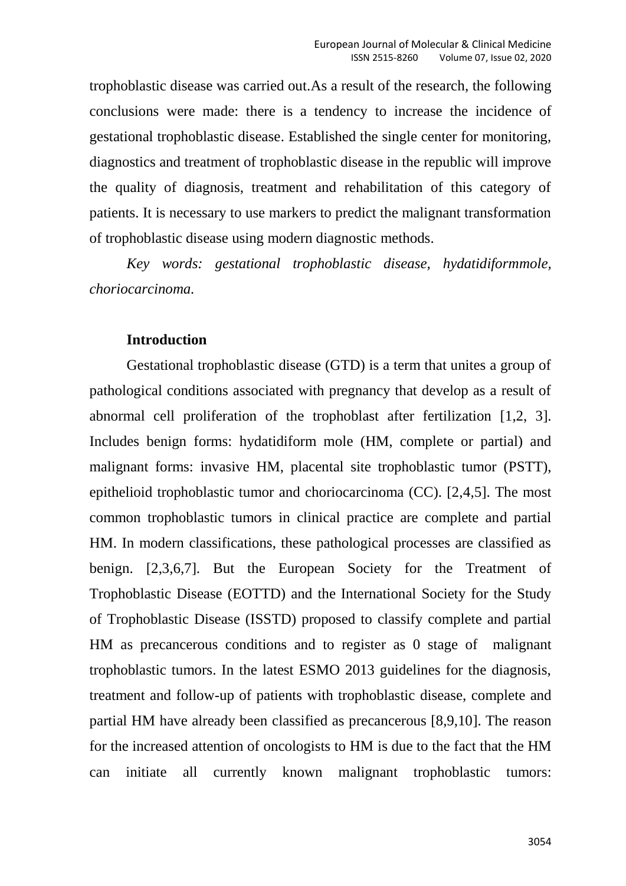trophoblastic disease was carried out.As a result of the research, the following conclusions were made: there is a tendency to increase the incidence of gestational trophoblastic disease. Established the single center for monitoring, diagnostics and treatment of trophoblastic disease in the republic will improve the quality of diagnosis, treatment and rehabilitation of this category of patients. It is necessary to use markers to predict the malignant transformation of trophoblastic disease using modern diagnostic methods.

*Key words: gestational trophoblastic disease, hydatidiformmole, choriocarcinoma.*

**Introduction**

Gestational trophoblastic disease (GTD) is a term that unites a group of pathological conditions associated with pregnancy that develop as a result of abnormal cell proliferation of the trophoblast after fertilization [1,2, 3]. Includes benign forms: hydatidiform mole (HM, complete or partial) and malignant forms: invasive HM, placental site trophoblastic tumor (PSTT), epithelioid trophoblastic tumor and choriocarcinoma (CC). [2,4,5]. The most common trophoblastic tumors in clinical practice are complete and partial HM. In modern classifications, these pathological processes are classified as benign. [2,3,6,7]. But the European Society for the Treatment of Trophoblastic Disease (EOTTD) and the International Society for the Study of Trophoblastic Disease (ISSTD) proposed to classify complete and partial HM as precancerous conditions and to register as 0 stage of malignant trophoblastic tumors. In the latest ESMO 2013 guidelines for the diagnosis, treatment and follow-up of patients with trophoblastic disease, complete and partial HM have already been classified as precancerous [8,9,10]. The reason for the increased attention of oncologists to HM is due to the fact that the HM can initiate all currently known malignant trophoblastic tumors: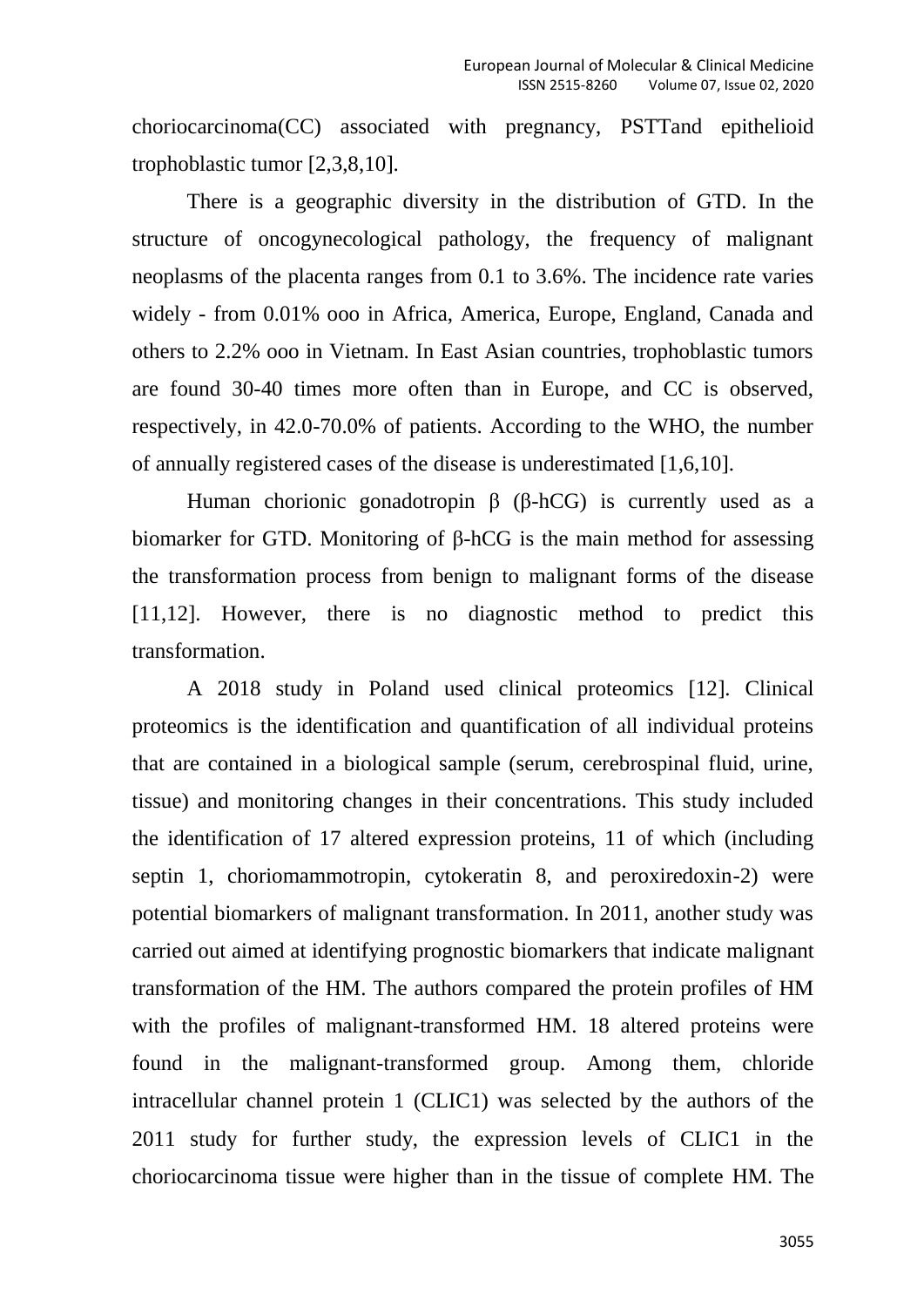choriocarcinoma(CC) associated with pregnancy, PSTTand epithelioid trophoblastic tumor [2,3,8,10].

There is a geographic diversity in the distribution of GTD. In the structure of oncogynecological pathology, the frequency of malignant neoplasms of the placenta ranges from 0.1 to 3.6%. The incidence rate varies widely - from 0.01% ooo in Africa, America, Europe, England, Canada and others to 2.2% ooo in Vietnam. In East Asian countries, trophoblastic tumors are found 30-40 times more often than in Europe, and CC is observed, respectively, in 42.0-70.0% of patients. According to the WHO, the number of annually registered cases of the disease is underestimated [1,6,10].

Human chorionic gonadotropin β (β-hCG) is currently used as a biomarker for GTD. Monitoring of β-hCG is the main method for assessing the transformation process from benign to malignant forms of the disease [11,12]. However, there is no diagnostic method to predict this transformation.

A 2018 study in Poland used clinical proteomics [12]. Clinical proteomics is the identification and quantification of all individual proteins that are contained in a biological sample (serum, cerebrospinal fluid, urine, tissue) and monitoring changes in their concentrations. This study included the identification of 17 altered expression proteins, 11 of which (including septin 1, choriomammotropin, cytokeratin 8, and peroxiredoxin-2) were potential biomarkers of malignant transformation. In 2011, another study was carried out aimed at identifying prognostic biomarkers that indicate malignant transformation of the HM. The authors compared the protein profiles of HM with the profiles of malignant-transformed HM. 18 altered proteins were found in the malignant-transformed group. Among them, chloride intracellular channel protein 1 (CLIC1) was selected by the authors of the 2011 study for further study, the expression levels of CLIC1 in the choriocarcinoma tissue were higher than in the tissue of complete HM. The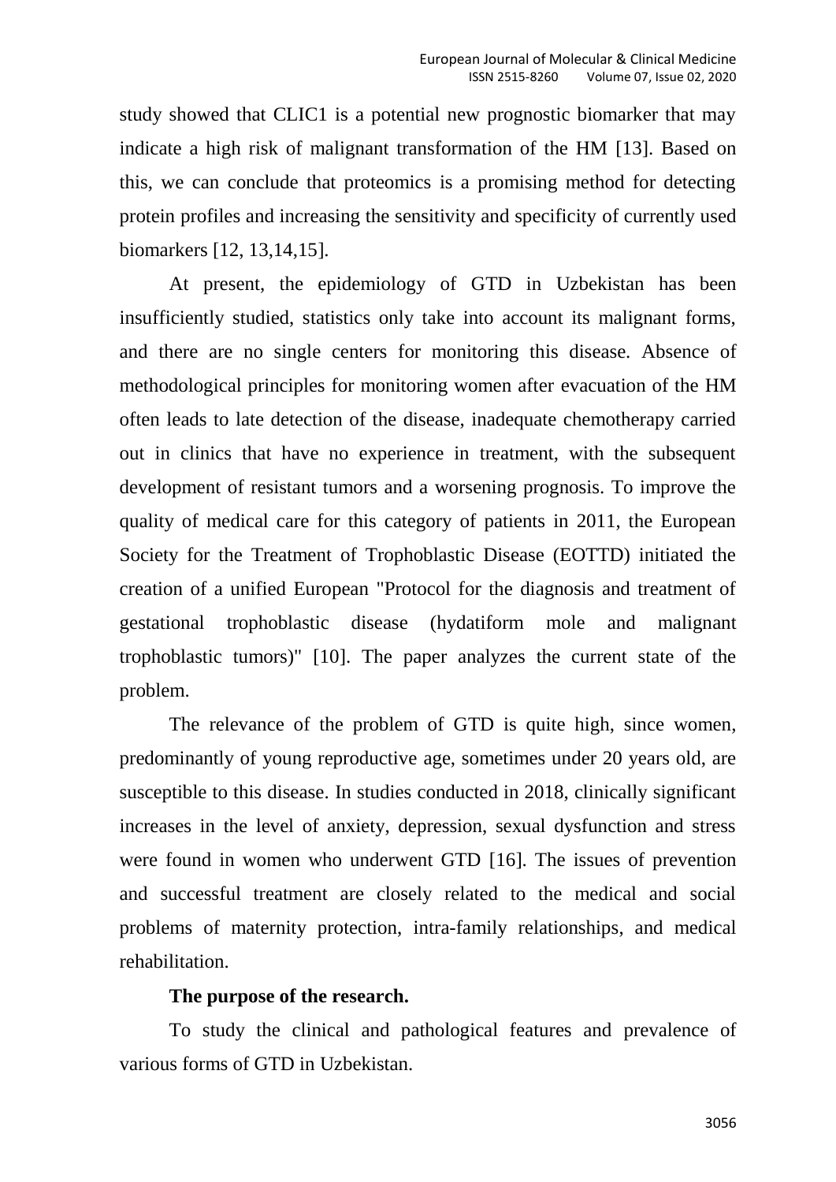study showed that CLIC1 is a potential new prognostic biomarker that may indicate a high risk of malignant transformation of the HM [13]. Based on this, we can conclude that proteomics is a promising method for detecting protein profiles and increasing the sensitivity and specificity of currently used biomarkers [12, 13,14,15].

At present, the epidemiology of GTD in Uzbekistan has been insufficiently studied, statistics only take into account its malignant forms, and there are no single centers for monitoring this disease. Absence of methodological principles for monitoring women after evacuation of the HM often leads to late detection of the disease, inadequate chemotherapy carried out in clinics that have no experience in treatment, with the subsequent development of resistant tumors and a worsening prognosis. To improve the quality of medical care for this category of patients in 2011, the European Society for the Treatment of Trophoblastic Disease (EOTTD) initiated the creation of a unified European "Protocol for the diagnosis and treatment of gestational trophoblastic disease (hydatiform mole and malignant trophoblastic tumors)" [10]. The paper analyzes the current state of the problem.

The relevance of the problem of GTD is quite high, since women, predominantly of young reproductive age, sometimes under 20 years old, are susceptible to this disease. In studies conducted in 2018, clinically significant increases in the level of anxiety, depression, sexual dysfunction and stress were found in women who underwent GTD [16]. The issues of prevention and successful treatment are closely related to the medical and social problems of maternity protection, intra-family relationships, and medical rehabilitation.

**The purpose of the research.**

To study the clinical and pathological features and prevalence of various forms of GTD in Uzbekistan.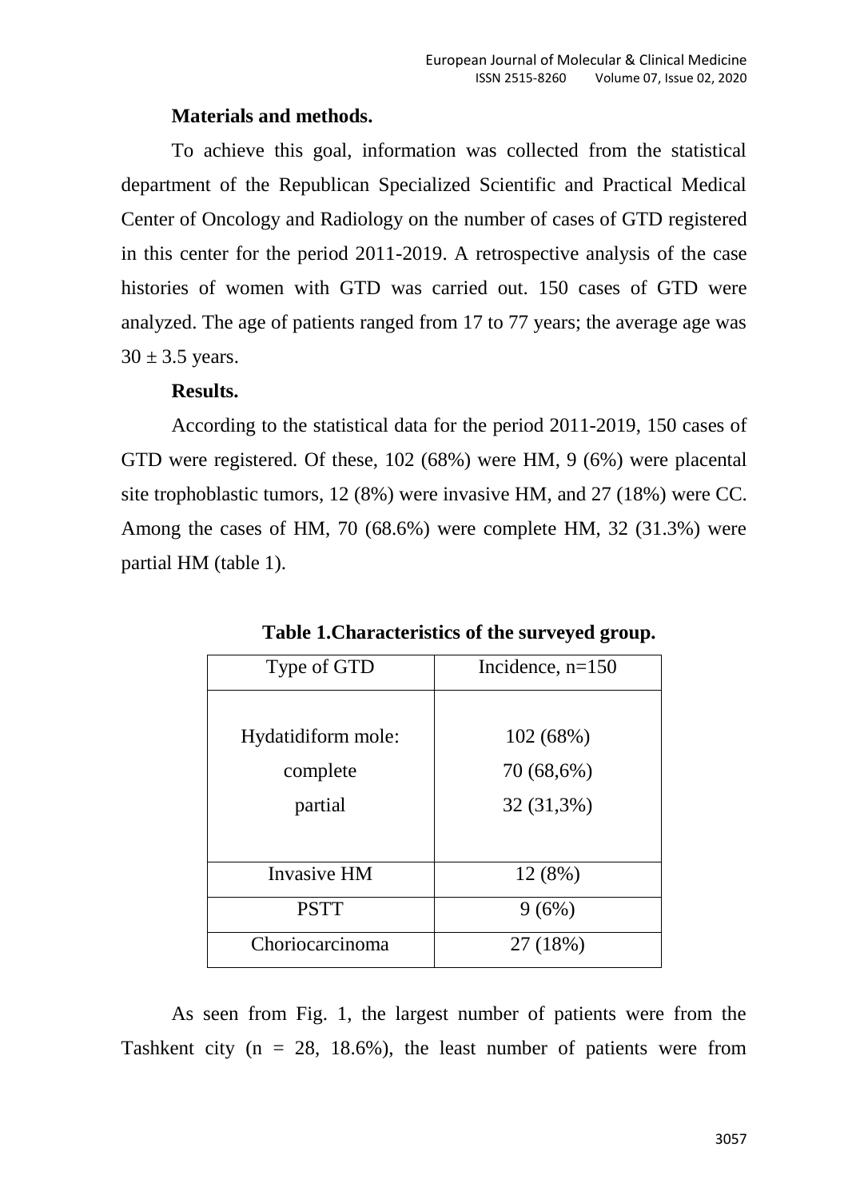**Materials and methods.**

To achieve this goal, information was collected from the statistical department of the Republican Specialized Scientific and Practical Medical Center of Oncology and Radiology on the number of cases of GTD registered in this center for the period 2011-2019. A retrospective analysis of the case histories of women with GTD was carried out. 150 cases of GTD were analyzed. The age of patients ranged from 17 to 77 years; the average age was $30 \pm 3.5$ years.

**Results.**

According to the statistical data for the period 2011-2019, 150 cases of GTD were registered. Of these, 102 (68%) were HM, 9 (6%) were placental site trophoblastic tumors, 12 (8%) were invasive HM, and 27 (18%) were CC. Among the cases of HM, 70 (68.6%) were complete HM, 32 (31.3%) were partial HM (table 1).

**Table 1.Characteristics of the surveyed group.**

| Type of GTD | Incidence, n=150 |
| --- | --- |
| Hydatidiform mole:<br>complete<br>partial | 102 (68%)<br>70 (68,6%)<br>32 (31,3%) |
| Invasive HM | 12 (8%) |
| PSTT | 9 (6%) |
| Choriocarcinoma | 27 (18%) |

As seen from Fig. 1, the largest number of patients were from the Tashkent city (n = 28, 18.6%), the least number of patients were from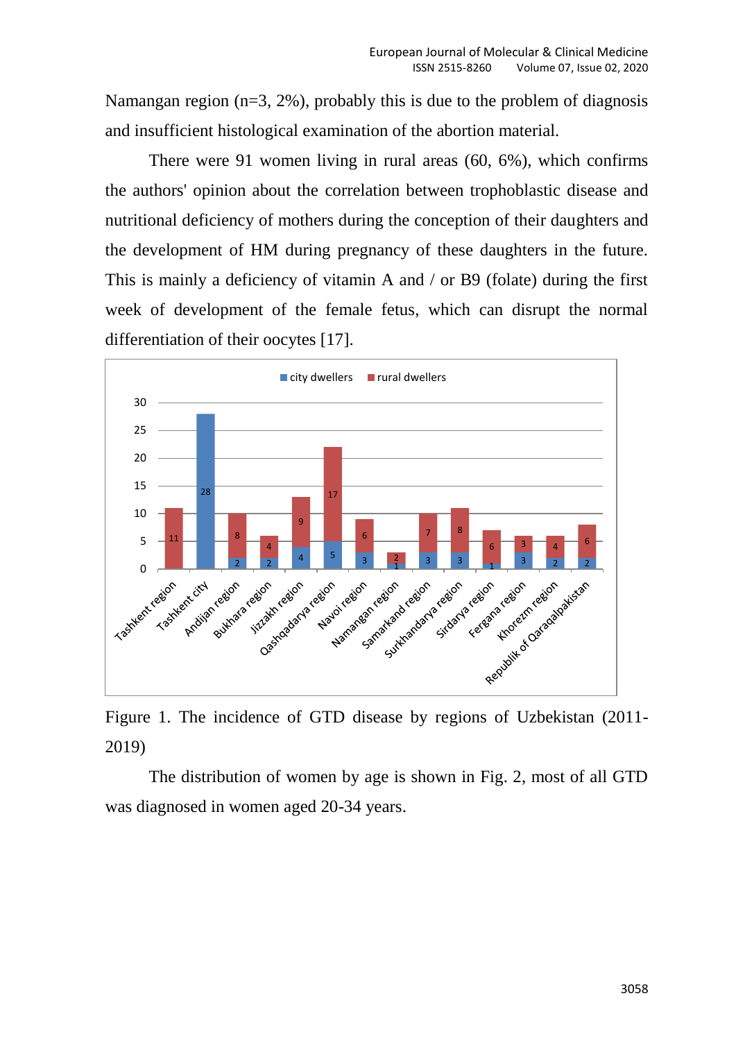Namangan region (n=3, 2%), probably this is due to the problem of diagnosis and insufficient histological examination of the abortion material.

There were 91 women living in rural areas (60, 6%), which confirms the authors' opinion about the correlation between trophoblastic disease and nutritional deficiency of mothers during the conception of their daughters and the development of HM during pregnancy of these daughters in the future. This is mainly a deficiency of vitamin A and / or B9 (folate) during the first week of development of the female fetus, which can disrupt the normal differentiation of their oocytes [17].

Figure 1. The incidence of GTD disease by regions of Uzbekistan (2011-2019)

The distribution of women by age is shown in Fig. 2, most of all GTD was diagnosed in women aged 20-34 years.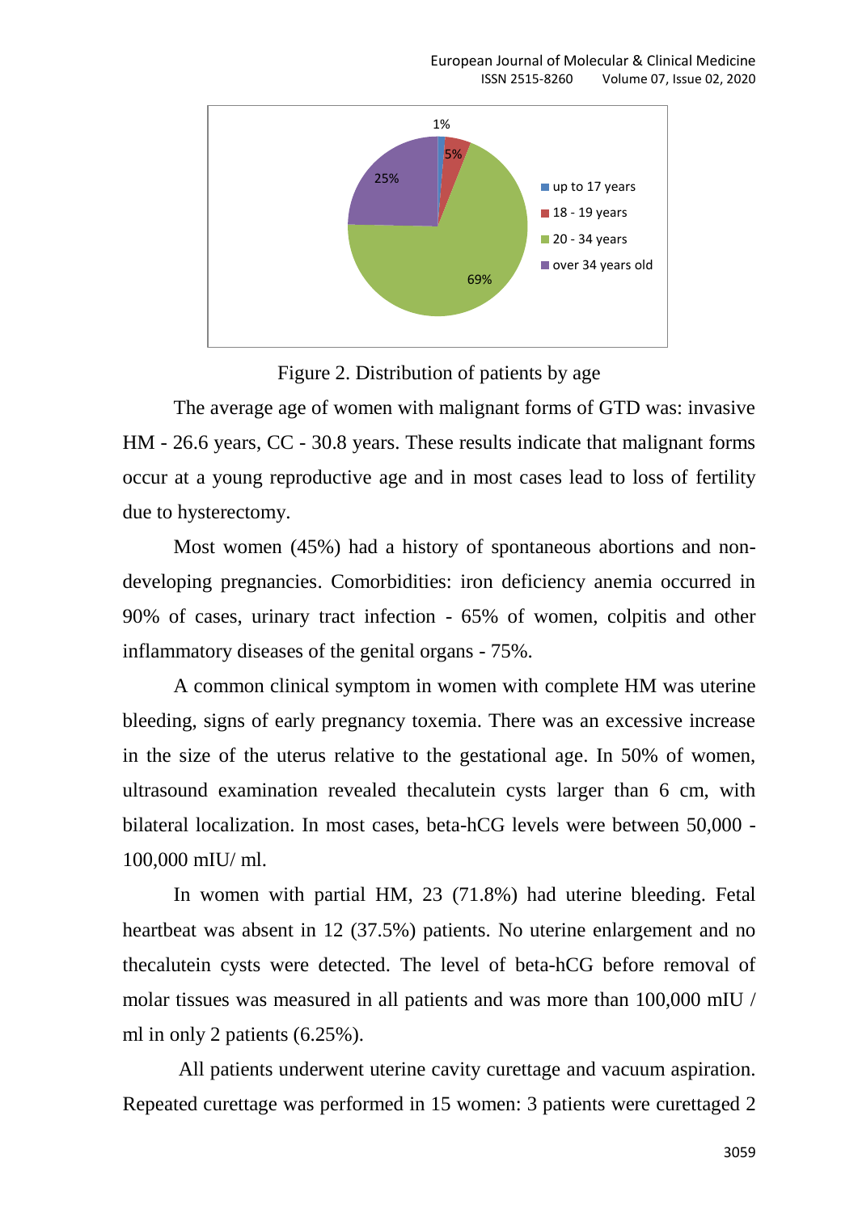Figure 2. Distribution of patients by age

The average age of women with malignant forms of GTD was: invasive HM - 26.6 years, CC - 30.8 years. These results indicate that malignant forms occur at a young reproductive age and in most cases lead to loss of fertility due to hysterectomy.

Most women (45%) had a history of spontaneous abortions and non-developing pregnancies. Comorbidities: iron deficiency anemia occurred in 90% of cases, urinary tract infection - 65% of women, colpitis and other inflammatory diseases of the genital organs - 75%.

A common clinical symptom in women with complete HM was uterine bleeding, signs of early pregnancy toxemia. There was an excessive increase in the size of the uterus relative to the gestational age. In 50% of women, ultrasound examination revealed thecalutein cysts larger than 6 cm, with bilateral localization. In most cases, beta-hCG levels were between 50,000 - 100,000 mIU/ ml.

In women with partial HM, 23 (71.8%) had uterine bleeding. Fetal heartbeat was absent in 12 (37.5%) patients. No uterine enlargement and no thecalutein cysts were detected. The level of beta-hCG before removal of molar tissues was measured in all patients and was more than 100,000 mIU / ml in only 2 patients (6.25%).

All patients underwent uterine cavity curettage and vacuum aspiration. Repeated curettage was performed in 15 women: 3 patients were curettaged 2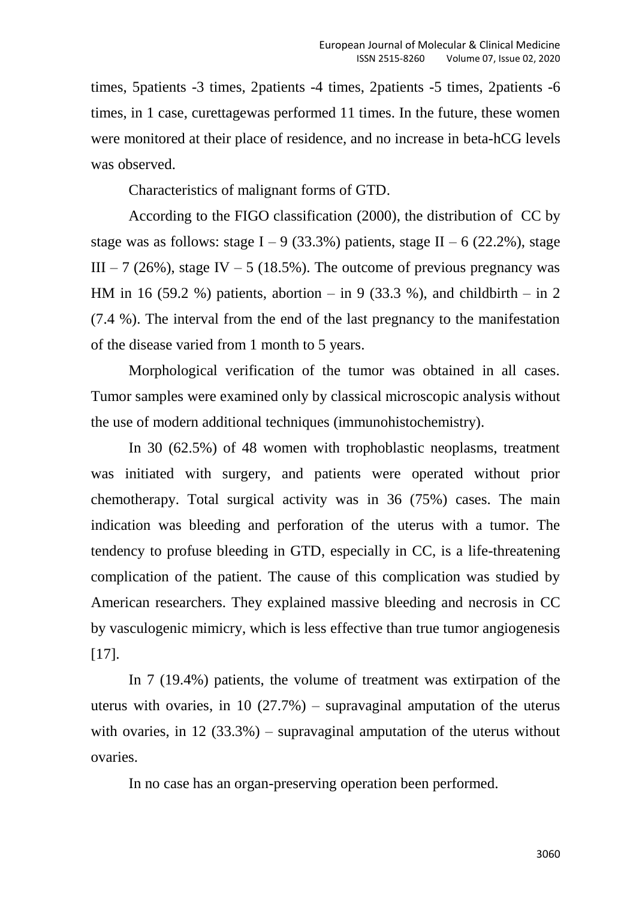times, 5patients -3 times, 2patients -4 times, 2patients -5 times, 2patients -6 times, in 1 case, curettagewas performed 11 times. In the future, these women were monitored at their place of residence, and no increase in beta-hCG levels was observed.

Characteristics of malignant forms of GTD.

According to the FIGO classification (2000), the distribution of CC by stage was as follows: stage I – 9 (33.3%) patients, stage II – 6 (22.2%), stage III – 7 (26%), stage IV – 5 (18.5%). The outcome of previous pregnancy was HM in 16 (59.2 %) patients, abortion – in 9 (33.3 %), and childbirth – in 2 (7.4 %). The interval from the end of the last pregnancy to the manifestation of the disease varied from 1 month to 5 years.

Morphological verification of the tumor was obtained in all cases. Tumor samples were examined only by classical microscopic analysis without the use of modern additional techniques (immunohistochemistry).

In 30 (62.5%) of 48 women with trophoblastic neoplasms, treatment was initiated with surgery, and patients were operated without prior chemotherapy. Total surgical activity was in 36 (75%) cases. The main indication was bleeding and perforation of the uterus with a tumor. The tendency to profuse bleeding in GTD, especially in CC, is a life-threatening complication of the patient. The cause of this complication was studied by American researchers. They explained massive bleeding and necrosis in CC by vasculogenic mimicry, which is less effective than true tumor angiogenesis [17].

In 7 (19.4%) patients, the volume of treatment was extirpation of the uterus with ovaries, in 10 (27.7%) – supravaginal amputation of the uterus with ovaries, in 12 (33.3%) – supravaginal amputation of the uterus without ovaries.

In no case has an organ-preserving operation been performed.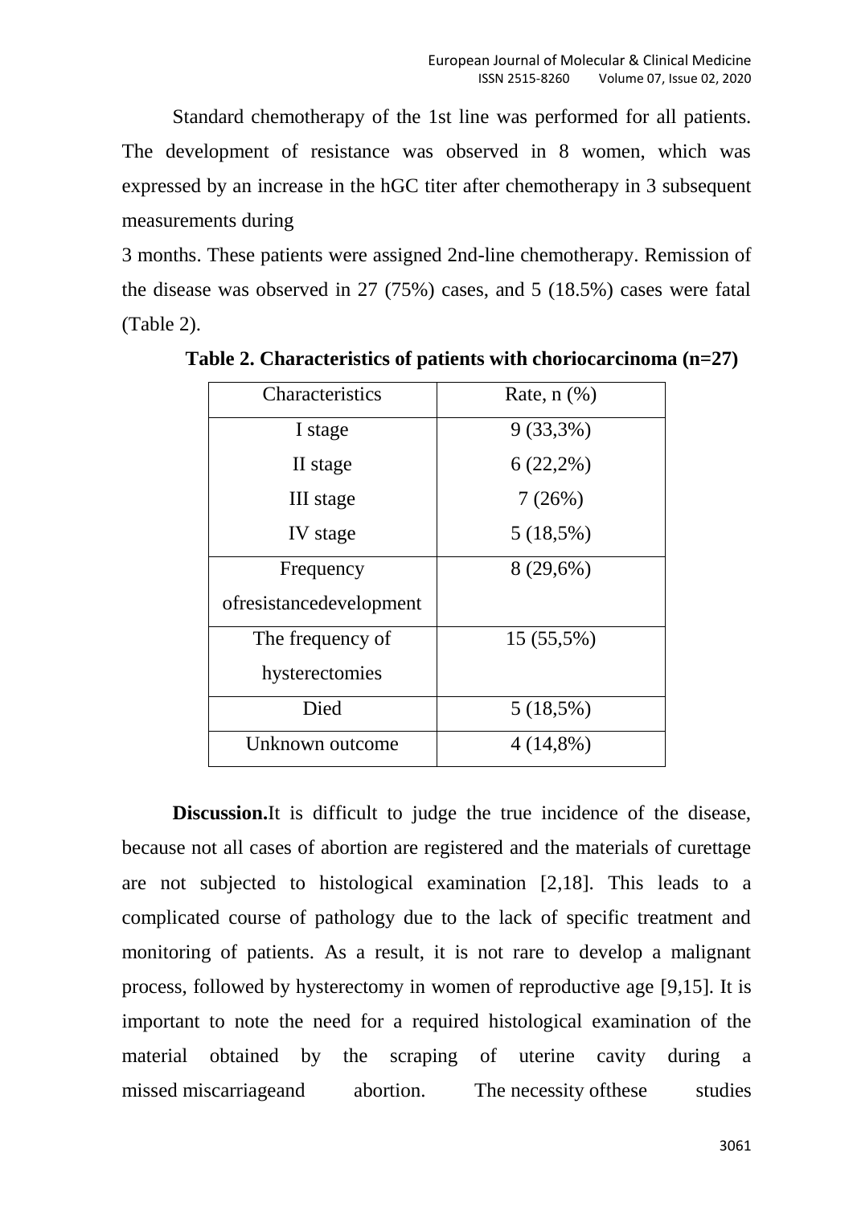Standard chemotherapy of the 1st line was performed for all patients. The development of resistance was observed in 8 women, which was expressed by an increase in the hGC titer after chemotherapy in 3 subsequent measurements during

3 months. These patients were assigned 2nd-line chemotherapy. Remission of the disease was observed in 27 (75%) cases, and 5 (18.5%) cases were fatal (Table 2).

**Table 2. Characteristics of patients with choriocarcinoma (n=27)**

| Characteristics | Rate, n (%) |
|---|---|
| I stage | 9 (33,3%) |
| II stage | 6 (22,2%) |
| III stage | 7 (26%) |
| IV stage | 5 (18,5%) |
| Frequency ofresistancedevelopment | 8 (29,6%) |
| The frequency of hysterectomies | 15 (55,5%) |
| Died | 5 (18,5%) |
| Unknown outcome | 4 (14,8%) |

**Discussion.**It is difficult to judge the true incidence of the disease, because not all cases of abortion are registered and the materials of curettage are not subjected to histological examination [2,18]. This leads to a complicated course of pathology due to the lack of specific treatment and monitoring of patients. As a result, it is not rare to develop a malignant process, followed by hysterectomy in women of reproductive age [9,15]. It is important to note the need for a required histological examination of the material obtained by the scraping of uterine cavity during a missed miscarriageand abortion. The necessity ofthese studies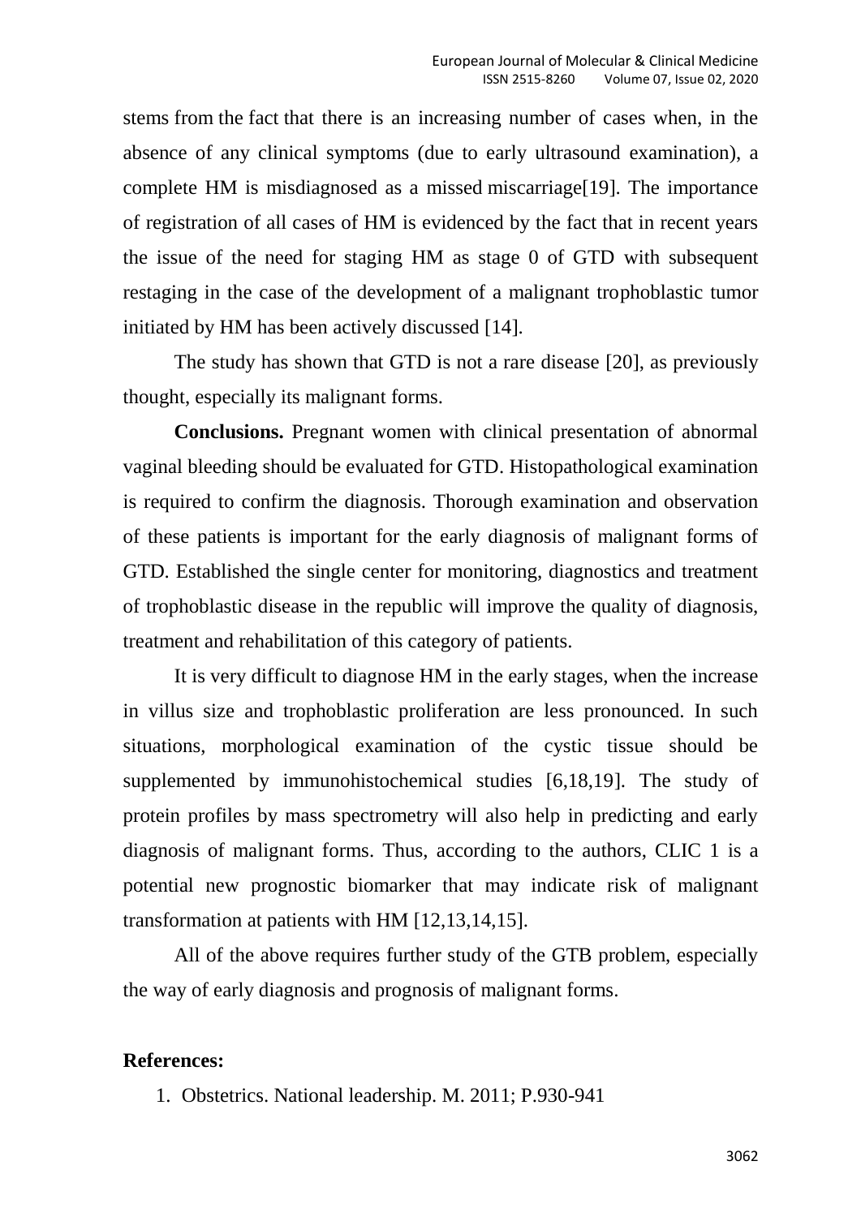stems from the fact that there is an increasing number of cases when, in the absence of any clinical symptoms (due to early ultrasound examination), a complete HM is misdiagnosed as a missed miscarriage[19]. The importance of registration of all cases of HM is evidenced by the fact that in recent years the issue of the need for staging HM as stage 0 of GTD with subsequent restaging in the case of the development of a malignant trophoblastic tumor initiated by HM has been actively discussed [14].

The study has shown that GTD is not a rare disease [20], as previously thought, especially its malignant forms.

**Conclusions.** Pregnant women with clinical presentation of abnormal vaginal bleeding should be evaluated for GTD. Histopathological examination is required to confirm the diagnosis. Thorough examination and observation of these patients is important for the early diagnosis of malignant forms of GTD. Established the single center for monitoring, diagnostics and treatment of trophoblastic disease in the republic will improve the quality of diagnosis, treatment and rehabilitation of this category of patients.

It is very difficult to diagnose HM in the early stages, when the increase in villus size and trophoblastic proliferation are less pronounced. In such situations, morphological examination of the cystic tissue should be supplemented by immunohistochemical studies [6,18,19]. The study of protein profiles by mass spectrometry will also help in predicting and early diagnosis of malignant forms. Thus, according to the authors, CLIC 1 is a potential new prognostic biomarker that may indicate risk of malignant transformation at patients with HM [12,13,14,15].

All of the above requires further study of the GTB problem, especially the way of early diagnosis and prognosis of malignant forms.

**References:**

1. Obstetrics. National leadership. M. 2011; P.930-941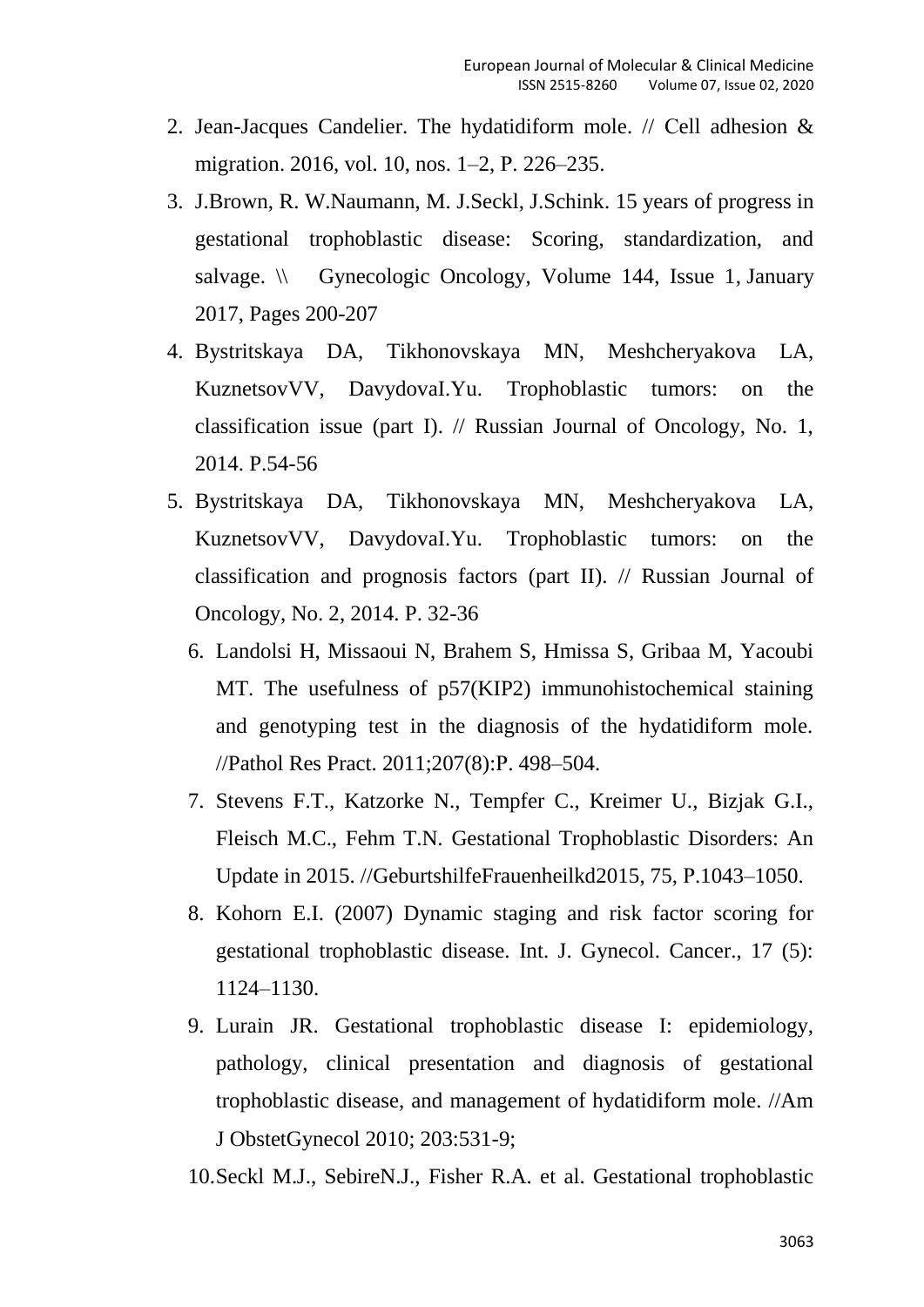2. Jean-Jacques Candelier. The hydatidiform mole. // Cell adhesion & migration. 2016, vol. 10, nos. 1–2, P. 226–235.
3. J.Brown, R. W.Naumann, M. J.Seckl, J.Schink. 15 years of progress in gestational trophoblastic disease: Scoring, standardization, and salvage. \\ Gynecologic Oncology, Volume 144, Issue 1, January 2017, Pages 200-207
4. Bystritskaya DA, Tikhonovskaya MN, Meshcheryakova LA, KuznetsovVV, DavydovaI.Yu. Trophoblastic tumors: on the classification issue (part I). // Russian Journal of Oncology, No. 1, 2014. P.54-56
5. Bystritskaya DA, Tikhonovskaya MN, Meshcheryakova LA, KuznetsovVV, DavydovaI.Yu. Trophoblastic tumors: on the classification and prognosis factors (part II). // Russian Journal of Oncology, No. 2, 2014. P. 32-36
6. Landolsi H, Missaoui N, Brahem S, Hmissa S, Gribaa M, Yacoubi MT. The usefulness of p57(KIP2) immunohistochemical staining and genotyping test in the diagnosis of the hydatidiform mole. //Pathol Res Pract. 2011;207(8):P. 498–504.
7. Stevens F.T., Katzorke N., Tempfer C., Kreimer U., Bizjak G.I., Fleisch M.C., Fehm T.N. Gestational Trophoblastic Disorders: An Update in 2015. //GeburtshilfeFrauenheilkd2015, 75, P.1043–1050.
8. Kohorn E.I. (2007) Dynamic staging and risk factor scoring for gestational trophoblastic disease. Int. J. Gynecol. Cancer., 17 (5): 1124–1130.
9. Lurain JR. Gestational trophoblastic disease I: epidemiology, pathology, clinical presentation and diagnosis of gestational trophoblastic disease, and management of hydatidiform mole. //Am J ObstetGynecol 2010; 203:531-9;
10. Seckl M.J., SebireN.J., Fisher R.A. et al. Gestational trophoblastic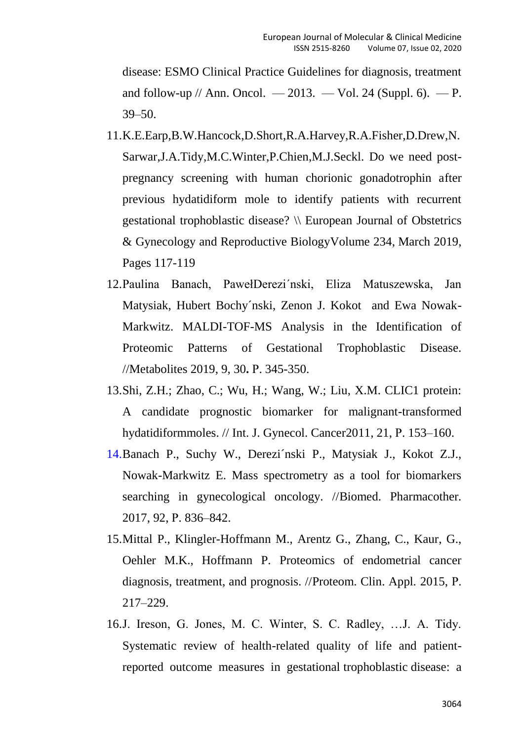disease: ESMO Clinical Practice Guidelines for diagnosis, treatment and follow-up // Ann. Oncol. — 2013. — Vol. 24 (Suppl. 6). — P. 39–50.

11. K.E.Earp,B.W.Hancock,D.Short,R.A.Harvey,R.A.Fisher,D.Drew,N. Sarwar,J.A.Tidy,M.C.Winter,P.Chien,M.J.Seckl. Do we need post-pregnancy screening with human chorionic gonadotrophin after previous hydatidiform mole to identify patients with recurrent gestational trophoblastic disease? \\ European Journal of Obstetrics & Gynecology and Reproductive BiologyVolume 234, March 2019, Pages 117-119
12. Paulina Banach, PawełDerezi´nski, Eliza Matuszewska, Jan Matysiak, Hubert Bochy´nski, Zenon J. Kokot and Ewa Nowak-Markwitz. MALDI-TOF-MS Analysis in the Identification of Proteomic Patterns of Gestational Trophoblastic Disease. //Metabolites 2019, 9, 30**.** P. 345-350.
13. Shi, Z.H.; Zhao, C.; Wu, H.; Wang, W.; Liu, X.M. CLIC1 protein: A candidate prognostic biomarker for malignant-transformed hydatidiformmoles. // Int. J. Gynecol. Cancer2011, 21, P. 153–160.
14. Banach P., Suchy W., Derezi´nski P., Matysiak J., Kokot Z.J., Nowak-Markwitz E. Mass spectrometry as a tool for biomarkers searching in gynecological oncology. //Biomed. Pharmacother. 2017, 92, P. 836–842.
15. Mittal P., Klingler-Hoffmann M., Arentz G., Zhang, C., Kaur, G., Oehler M.K., Hoffmann P. Proteomics of endometrial cancer diagnosis, treatment, and prognosis. //Proteom. Clin. Appl. 2015, P. 217–229.
16. J. Ireson, G. Jones, M. C. Winter, S. C. Radley, …J. A. Tidy. Systematic review of health-related quality of life and patient-reported outcome measures in gestational trophoblastic disease: a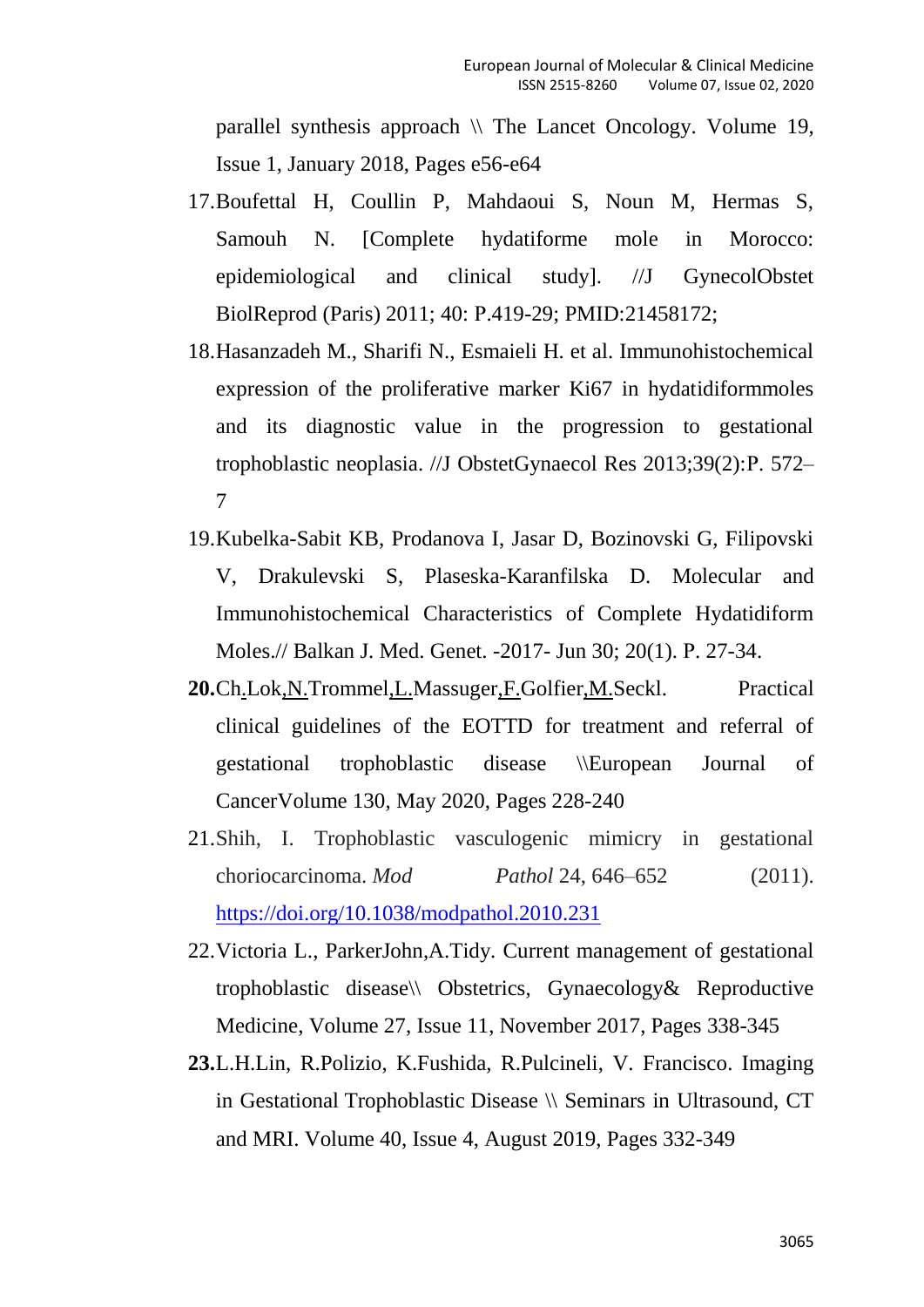parallel synthesis approach \\ The Lancet Oncology. Volume 19, Issue 1, January 2018, Pages e56-e64

17. Boufettal H, Coullin P, Mahdaoui S, Noun M, Hermas S, Samouh N. [Complete hydatiforme mole in Morocco: epidemiological and clinical study]. //J GynecolObstet BiolReprod (Paris) 2011; 40: P.419-29; PMID:21458172;
18. Hasanzadeh M., Sharifi N., Esmaieli H. et al. Immunohistochemical expression of the proliferative marker Ki67 in hydatidiformmoles and its diagnostic value in the progression to gestational trophoblastic neoplasia. //J ObstetGynaecol Res 2013;39(2):P. 572–7
19. Kubelka-Sabit KB, Prodanova I, Jasar D, Bozinovski G, Filipovski V, Drakulevski S, Plaseska-Karanfilska D. Molecular and Immunohistochemical Characteristics of Complete Hydatidiform Moles.// Balkan J. Med. Genet. -2017- Jun 30; 20(1). P. 27-34.
20. Ch.Lok,N.Trommel,L.Massuger,F.Golfier,M.Seckl. Practical clinical guidelines of the EOTTD for treatment and referral of gestational trophoblastic disease \\European Journal of CancerVolume 130, May 2020, Pages 228-240
21. Shih, I. Trophoblastic vasculogenic mimicry in gestational choriocarcinoma. *Mod Pathol* 24, 646–652 (2011). https://doi.org/10.1038/modpathol.2010.231
22. Victoria L., ParkerJohn,A.Tidy. Current management of gestational trophoblastic disease\\ Obstetrics, Gynaecology& Reproductive Medicine, Volume 27, Issue 11, November 2017, Pages 338-345
23. L.H.Lin, R.Polizio, K.Fushida, R.Pulcineli, V. Francisco. Imaging in Gestational Trophoblastic Disease \\ Seminars in Ultrasound, CT and MRI. Volume 40, Issue 4, August 2019, Pages 332-349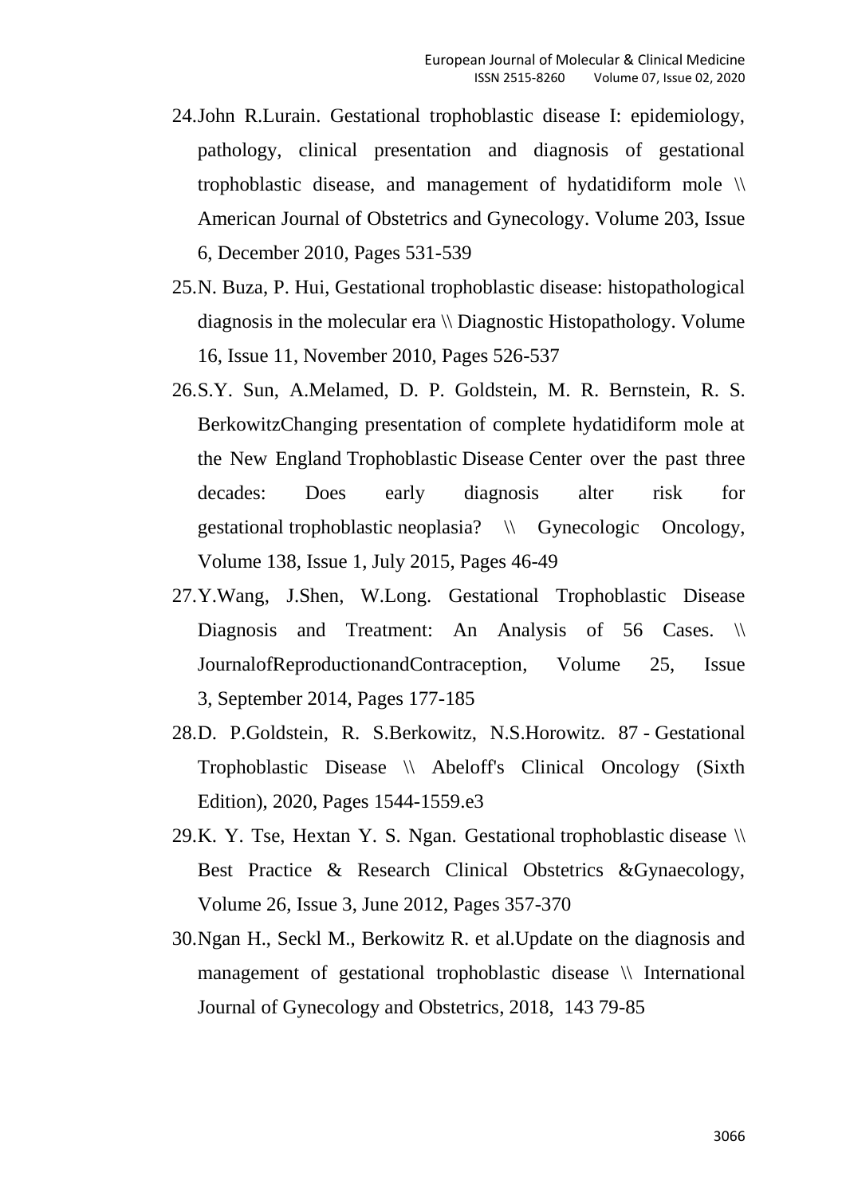24. John R.Lurain. Gestational trophoblastic disease I: epidemiology, pathology, clinical presentation and diagnosis of gestational trophoblastic disease, and management of hydatidiform mole \\ American Journal of Obstetrics and Gynecology. Volume 203, Issue 6, December 2010, Pages 531-539
25. N. Buza, P. Hui, Gestational trophoblastic disease: histopathological diagnosis in the molecular era \\ Diagnostic Histopathology. Volume 16, Issue 11, November 2010, Pages 526-537
26. S.Y. Sun, A.Melamed, D. P. Goldstein, M. R. Bernstein, R. S. BerkowitzChanging presentation of complete hydatidiform mole at the New England Trophoblastic Disease Center over the past three decades: Does early diagnosis alter risk for gestational trophoblastic neoplasia? \\ Gynecologic Oncology, Volume 138, Issue 1, July 2015, Pages 46-49
27. Y.Wang, J.Shen, W.Long. Gestational Trophoblastic Disease Diagnosis and Treatment: An Analysis of 56 Cases. \\ JournalofReproductionandContraception, Volume 25, Issue 3, September 2014, Pages 177-185
28. D. P.Goldstein, R. S.Berkowitz, N.S.Horowitz. 87 - Gestational Trophoblastic Disease \\ Abeloff's Clinical Oncology (Sixth Edition), 2020, Pages 1544-1559.e3
29. K. Y. Tse, Hextan Y. S. Ngan. Gestational trophoblastic disease \\ Best Practice & Research Clinical Obstetrics &Gynaecology, Volume 26, Issue 3, June 2012, Pages 357-370
30. Ngan H., Seckl M., Berkowitz R. et al.Update on the diagnosis and management of gestational trophoblastic disease \\ International Journal of Gynecology and Obstetrics, 2018, 143 79-85